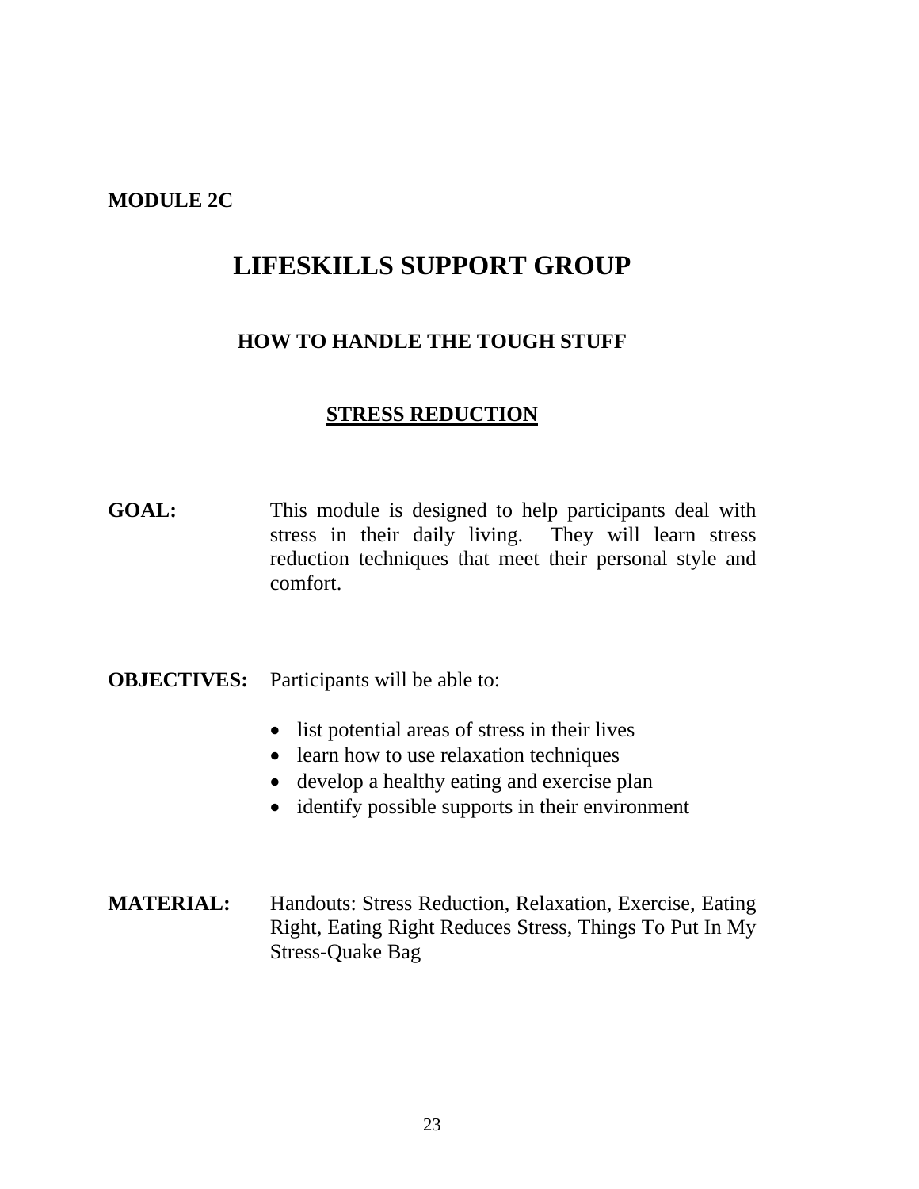**MODULE 2C**

# LIFESKILLS SUPPORT GROUP

## HOW TO HANDLE THE TOUGH STUFF

### STRESS REDUCTION

**GOAL:** This module is designed to help participants deal with stress in their daily living. They will learn stress reduction techniques that meet their personal style and comfort.

**OBJECTIVES:** Participants will be able to:

- list potential areas of stress in their lives
- learn how to use relaxation techniques
- develop a healthy eating and exercise plan
- identify possible supports in their environment

**MATERIAL:** Handouts: Stress Reduction, Relaxation, Exercise, Eating Right, Eating Right Reduces Stress, Things To Put In My Stress-Quake Bag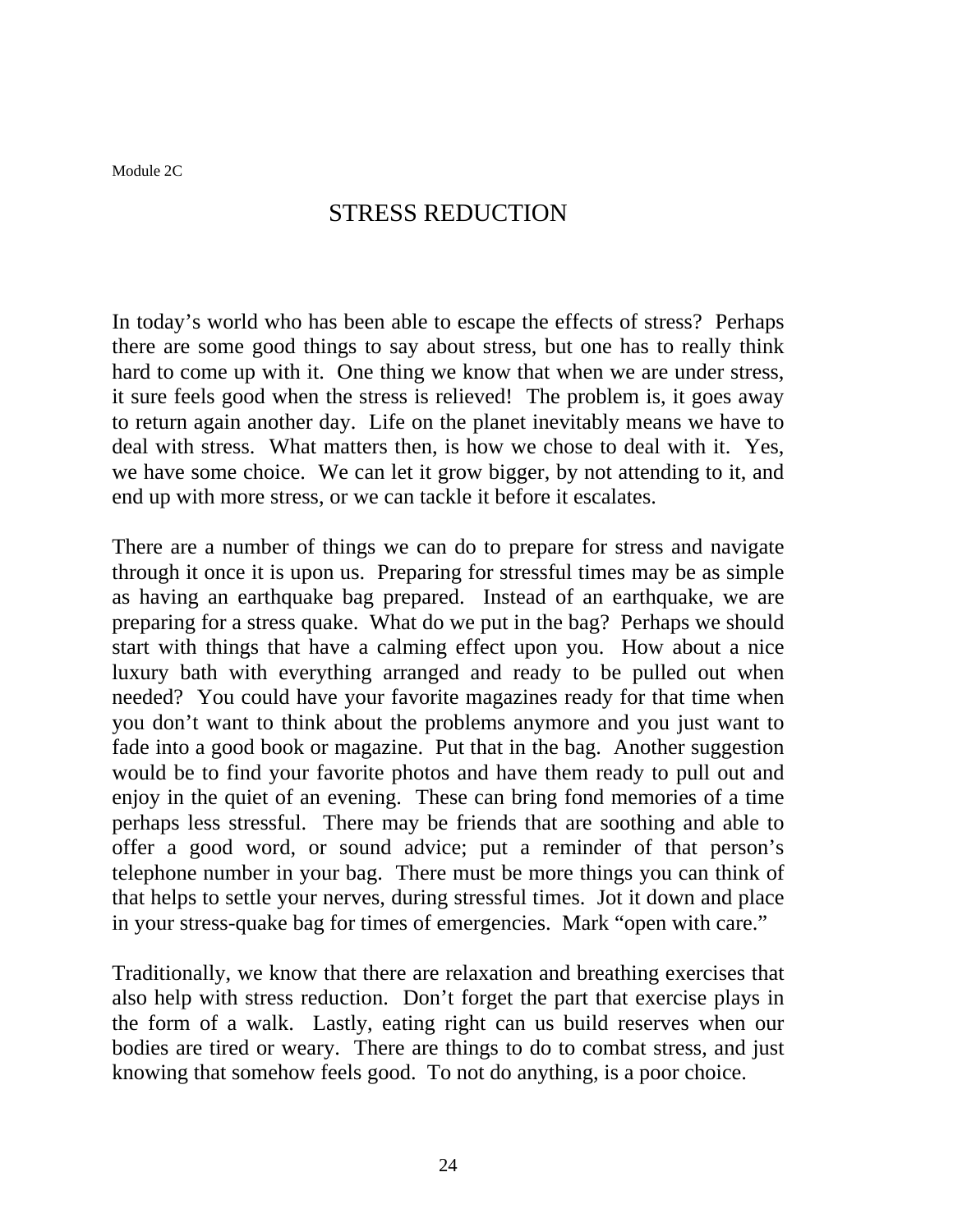Module 2C

# STRESS REDUCTION

In today's world who has been able to escape the effects of stress? Perhaps there are some good things to say about stress, but one has to really think hard to come up with it. One thing we know that when we are under stress, it sure feels good when the stress is relieved! The problem is, it goes away to return again another day. Life on the planet inevitably means we have to deal with stress. What matters then, is how we chose to deal with it. Yes, we have some choice. We can let it grow bigger, by not attending to it, and end up with more stress, or we can tackle it before it escalates.

There are a number of things we can do to prepare for stress and navigate through it once it is upon us. Preparing for stressful times may be as simple as having an earthquake bag prepared. Instead of an earthquake, we are preparing for a stress quake. What do we put in the bag? Perhaps we should start with things that have a calming effect upon you. How about a nice luxury bath with everything arranged and ready to be pulled out when needed? You could have your favorite magazines ready for that time when you don't want to think about the problems anymore and you just want to fade into a good book or magazine. Put that in the bag. Another suggestion would be to find your favorite photos and have them ready to pull out and enjoy in the quiet of an evening. These can bring fond memories of a time perhaps less stressful. There may be friends that are soothing and able to offer a good word, or sound advice; put a reminder of that person's telephone number in your bag. There must be more things you can think of that helps to settle your nerves, during stressful times. Jot it down and place in your stress-quake bag for times of emergencies. Mark "open with care."

Traditionally, we know that there are relaxation and breathing exercises that also help with stress reduction. Don't forget the part that exercise plays in the form of a walk. Lastly, eating right can us build reserves when our bodies are tired or weary. There are things to do to combat stress, and just knowing that somehow feels good. To not do anything, is a poor choice.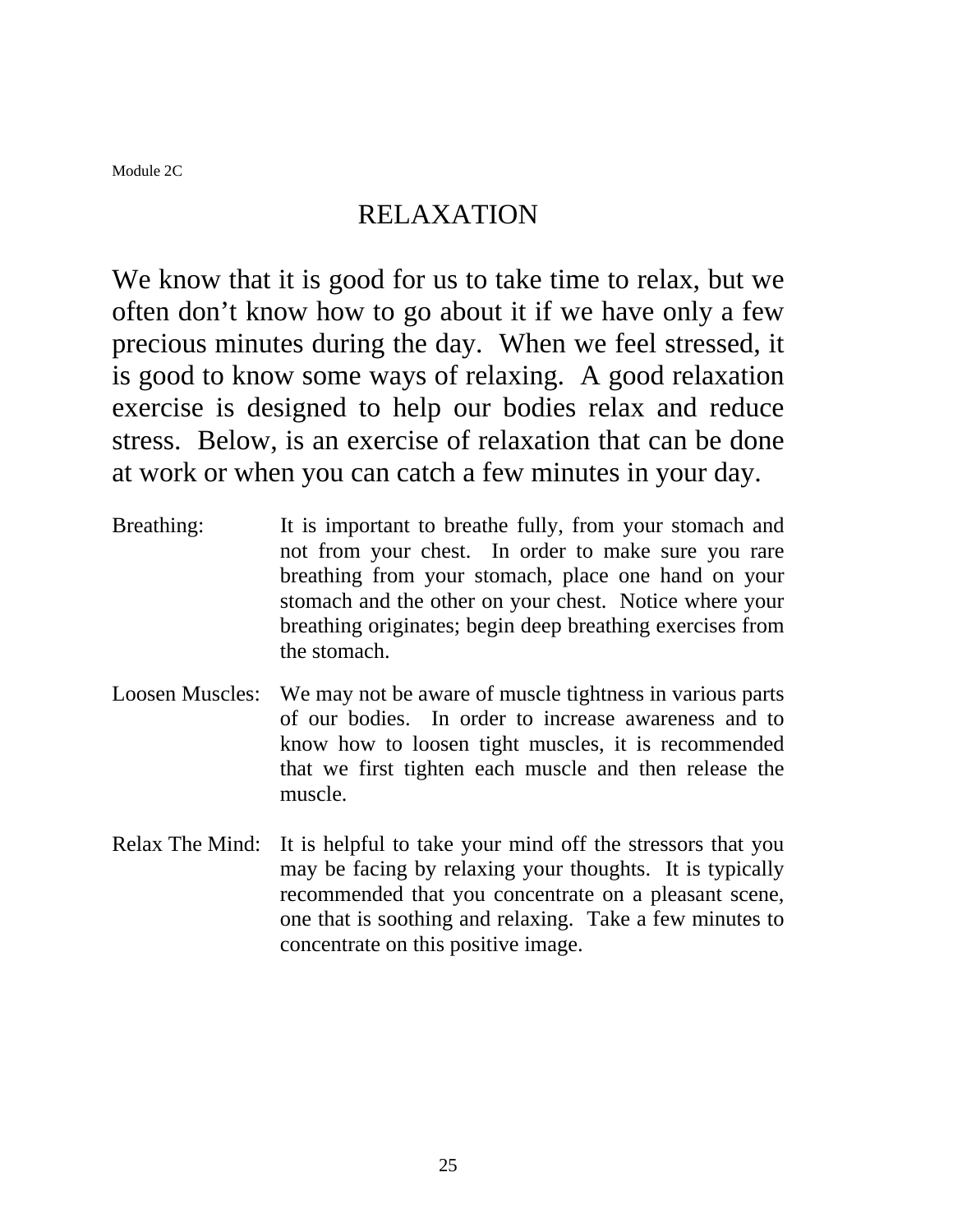Module 2C

# RELAXATION

We know that it is good for us to take time to relax, but we often don't know how to go about it if we have only a few precious minutes during the day. When we feel stressed, it is good to know some ways of relaxing. A good relaxation exercise is designed to help our bodies relax and reduce stress. Below, is an exercise of relaxation that can be done at work or when you can catch a few minutes in your day.

**Breathing:** It is important to breathe fully, from your stomach and not from your chest. In order to make sure you rare breathing from your stomach, place one hand on your stomach and the other on your chest. Notice where your breathing originates; begin deep breathing exercises from the stomach.

**Loosen Muscles:** We may not be aware of muscle tightness in various parts of our bodies. In order to increase awareness and to know how to loosen tight muscles, it is recommended that we first tighten each muscle and then release the muscle.

**Relax The Mind:** It is helpful to take your mind off the stressors that you may be facing by relaxing your thoughts. It is typically recommended that you concentrate on a pleasant scene, one that is soothing and relaxing. Take a few minutes to concentrate on this positive image.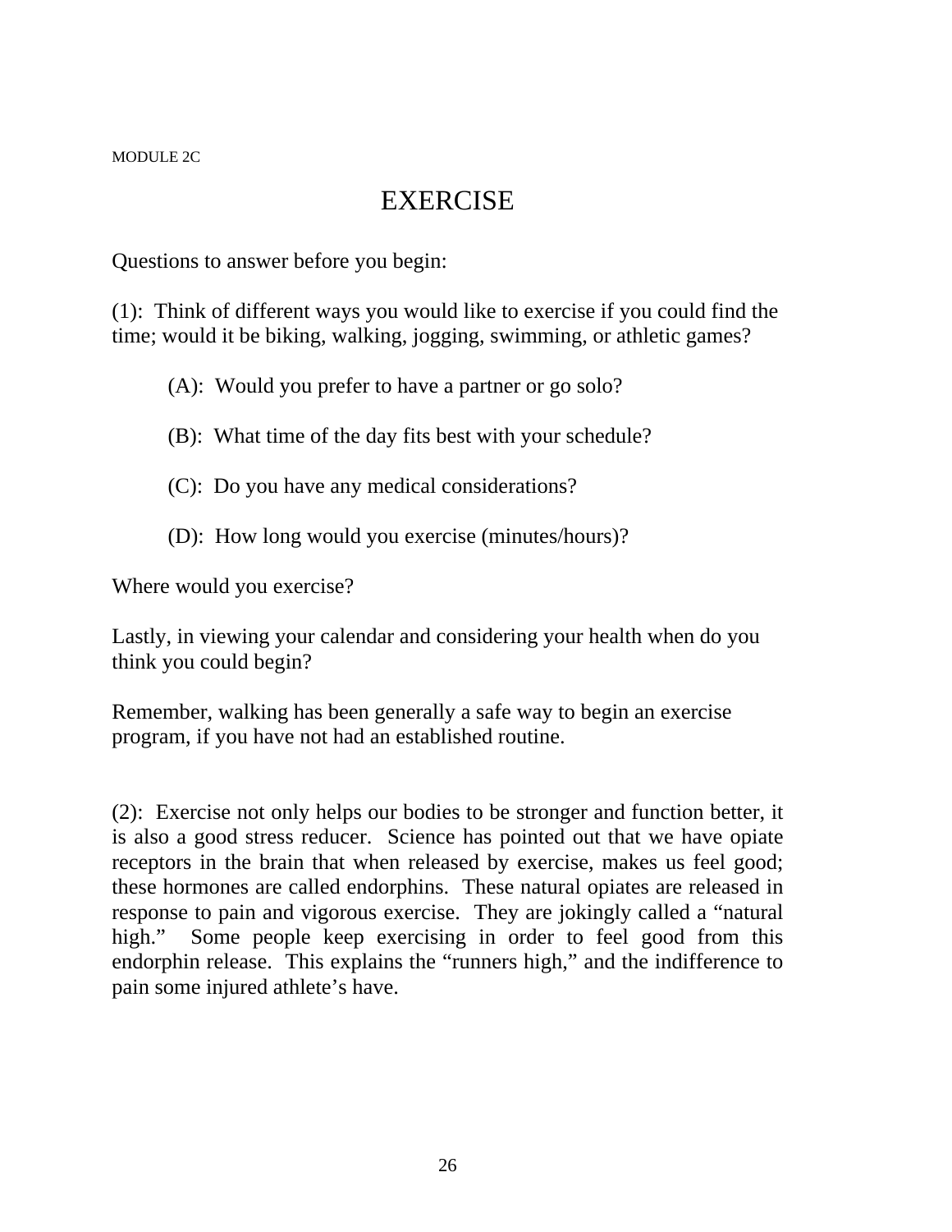MODULE 2C

# EXERCISE

Questions to answer before you begin:

(1): Think of different ways you would like to exercise if you could find the time; would it be biking, walking, jogging, swimming, or athletic games?

> (A): Would you prefer to have a partner or go solo?
>
> (B): What time of the day fits best with your schedule?
>
> (C): Do you have any medical considerations?
>
> (D): How long would you exercise (minutes/hours)?

Where would you exercise?

Lastly, in viewing your calendar and considering your health when do you think you could begin?

Remember, walking has been generally a safe way to begin an exercise program, if you have not had an established routine.

(2): Exercise not only helps our bodies to be stronger and function better, it is also a good stress reducer. Science has pointed out that we have opiate receptors in the brain that when released by exercise, makes us feel good; these hormones are called endorphins. These natural opiates are released in response to pain and vigorous exercise. They are jokingly called a "natural high." Some people keep exercising in order to feel good from this endorphin release. This explains the "runners high," and the indifference to pain some injured athlete's have.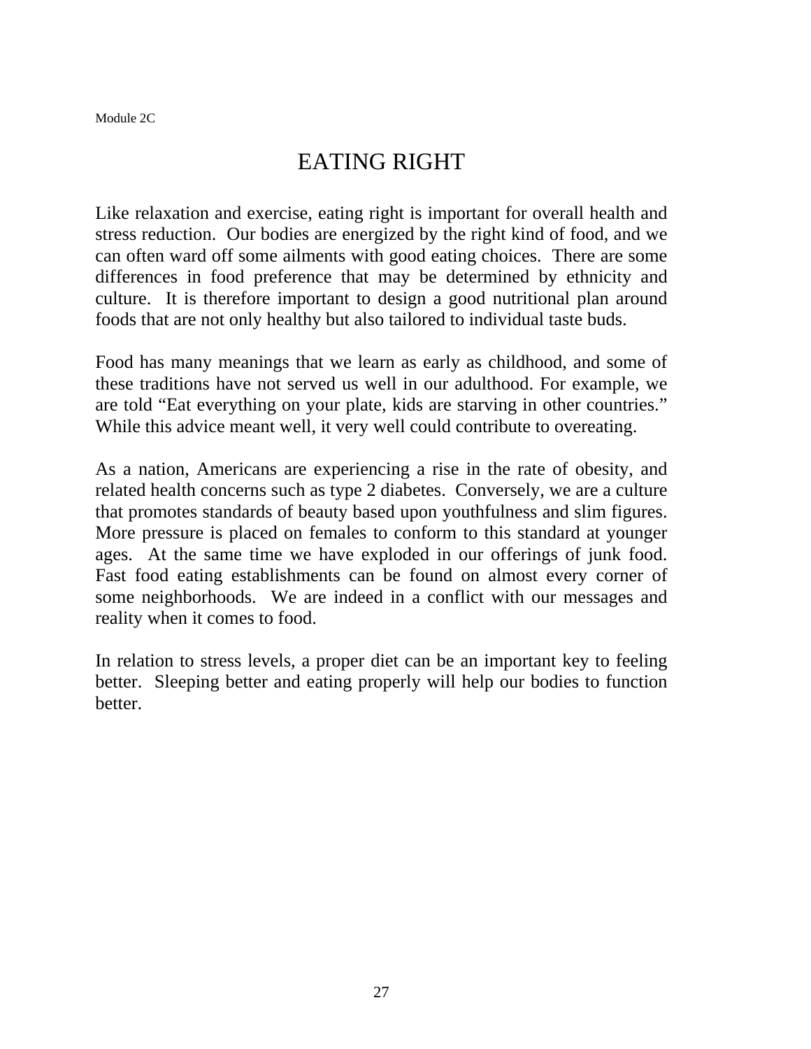Module 2C

# EATING RIGHT

Like relaxation and exercise, eating right is important for overall health and stress reduction. Our bodies are energized by the right kind of food, and we can often ward off some ailments with good eating choices. There are some differences in food preference that may be determined by ethnicity and culture. It is therefore important to design a good nutritional plan around foods that are not only healthy but also tailored to individual taste buds.

Food has many meanings that we learn as early as childhood, and some of these traditions have not served us well in our adulthood. For example, we are told "Eat everything on your plate, kids are starving in other countries." While this advice meant well, it very well could contribute to overeating.

As a nation, Americans are experiencing a rise in the rate of obesity, and related health concerns such as type 2 diabetes. Conversely, we are a culture that promotes standards of beauty based upon youthfulness and slim figures. More pressure is placed on females to conform to this standard at younger ages. At the same time we have exploded in our offerings of junk food. Fast food eating establishments can be found on almost every corner of some neighborhoods. We are indeed in a conflict with our messages and reality when it comes to food.

In relation to stress levels, a proper diet can be an important key to feeling better. Sleeping better and eating properly will help our bodies to function better.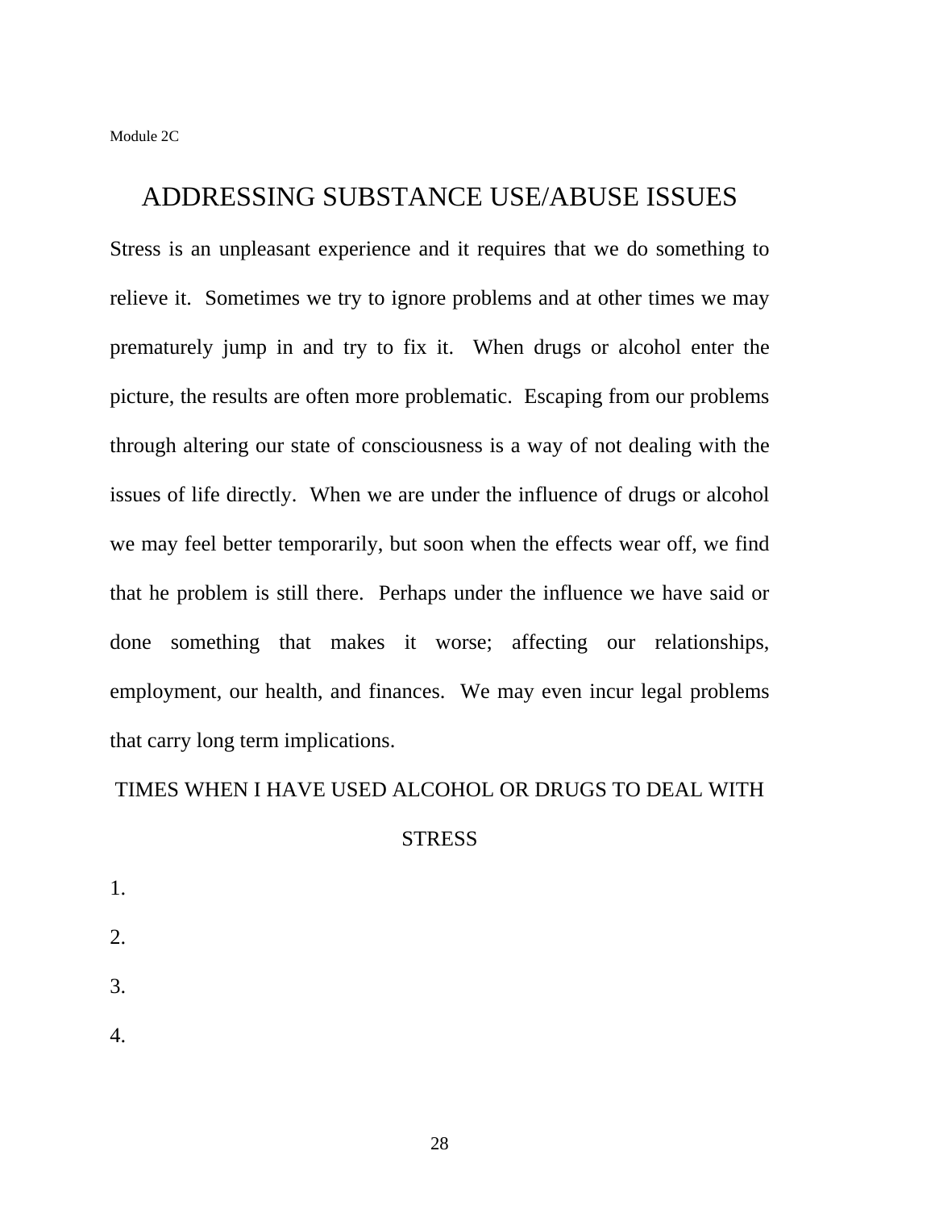Module 2C

# ADDRESSING SUBSTANCE USE/ABUSE ISSUES

Stress is an unpleasant experience and it requires that we do something to relieve it. Sometimes we try to ignore problems and at other times we may prematurely jump in and try to fix it. When drugs or alcohol enter the picture, the results are often more problematic. Escaping from our problems through altering our state of consciousness is a way of not dealing with the issues of life directly. When we are under the influence of drugs or alcohol we may feel better temporarily, but soon when the effects wear off, we find that he problem is still there. Perhaps under the influence we have said or done something that makes it worse; affecting our relationships, employment, our health, and finances. We may even incur legal problems that carry long term implications.

## TIMES WHEN I HAVE USED ALCOHOL OR DRUGS TO DEAL WITH STRESS

1.
2.
3.
4.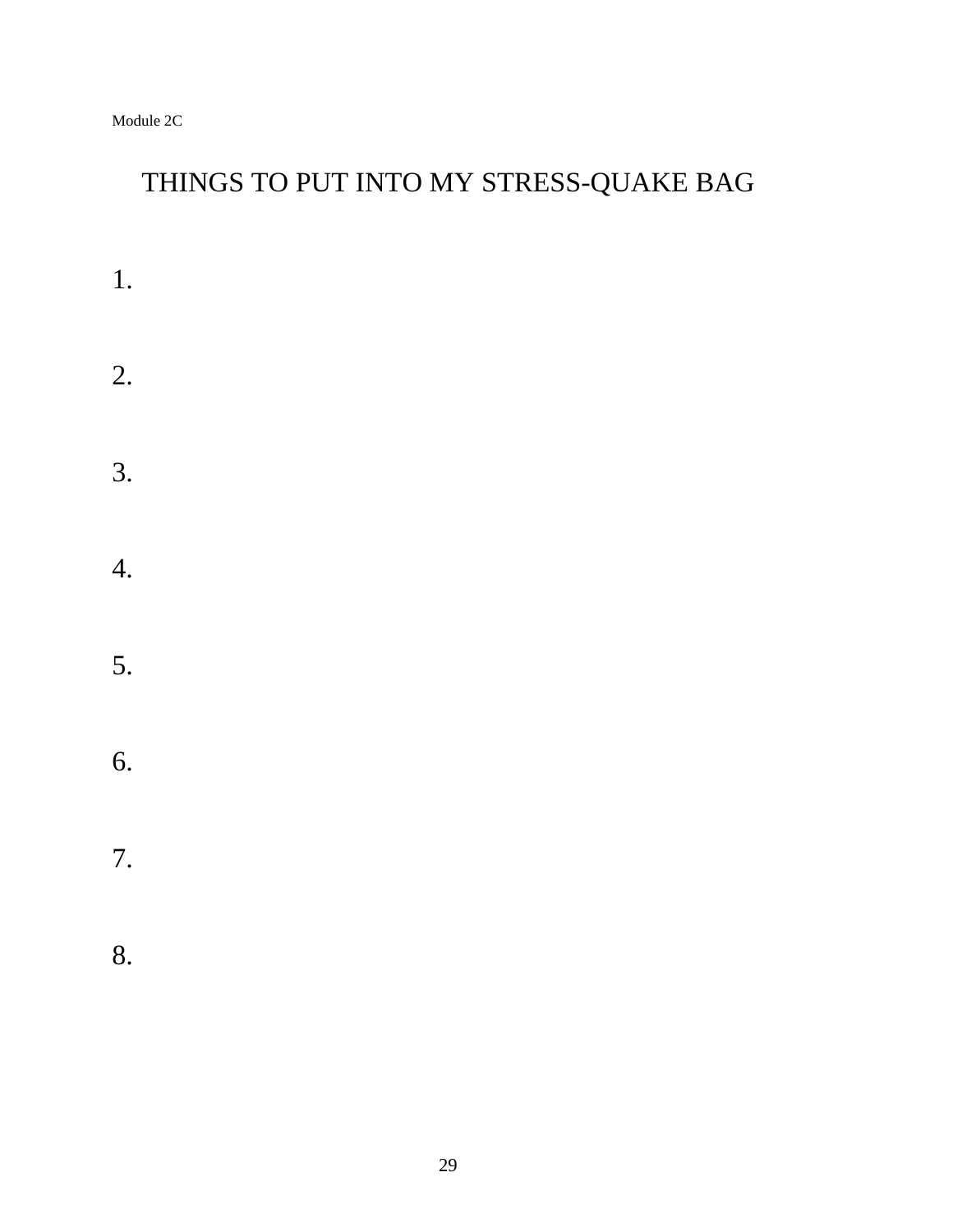Module 2C

# THINGS TO PUT INTO MY STRESS-QUAKE BAG

1.

2.

3.

4.

5.

6.

7.

8.